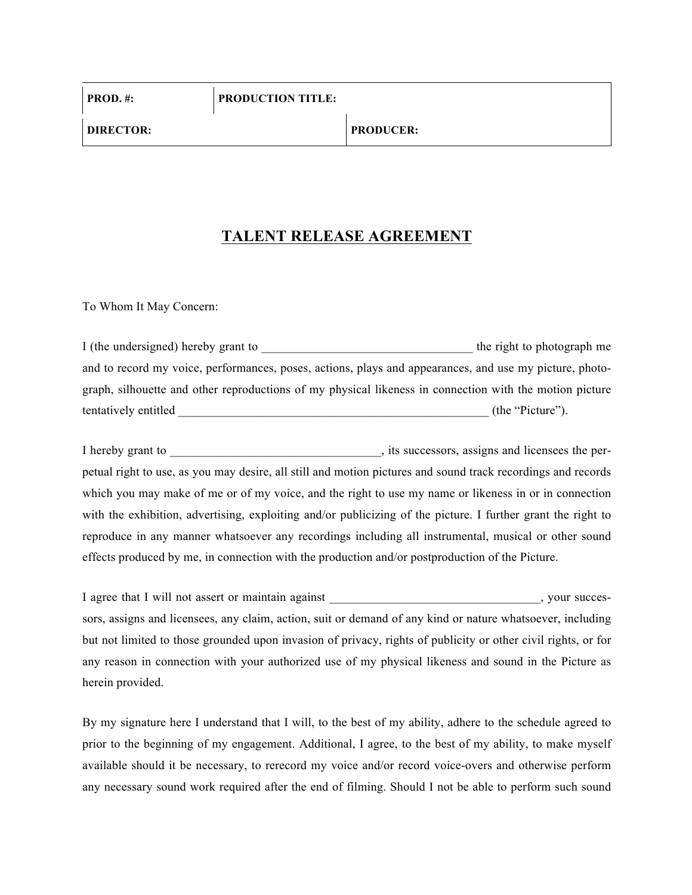| PROD. #: | PRODUCTION TITLE: | |
|---|---|---|
| DIRECTOR: | | PRODUCER: |

# TALENT RELEASE AGREEMENT

To Whom It May Concern:

I (the undersigned) hereby grant to __________________________________ the right to photograph me and to record my voice, performances, poses, actions, plays and appearances, and use my picture, photograph, silhouette and other reproductions of my physical likeness in connection with the motion picture tentatively entitled _____________________________________________________ (the "Picture").

I hereby grant to __________________________________, its successors, assigns and licensees the perpetual right to use, as you may desire, all still and motion pictures and sound track recordings and records which you may make of me or of my voice, and the right to use my name or likeness in or in connection with the exhibition, advertising, exploiting and/or publicizing of the picture. I further grant the right to reproduce in any manner whatsoever any recordings including all instrumental, musical or other sound effects produced by me, in connection with the production and/or postproduction of the Picture.

I agree that I will not assert or maintain against __________________________________, your successors, assigns and licensees, any claim, action, suit or demand of any kind or nature whatsoever, including but not limited to those grounded upon invasion of privacy, rights of publicity or other civil rights, or for any reason in connection with your authorized use of my physical likeness and sound in the Picture as herein provided.

By my signature here I understand that I will, to the best of my ability, adhere to the schedule agreed to prior to the beginning of my engagement. Additional, I agree, to the best of my ability, to make myself available should it be necessary, to rerecord my voice and/or record voice-overs and otherwise perform any necessary sound work required after the end of filming. Should I not be able to perform such sound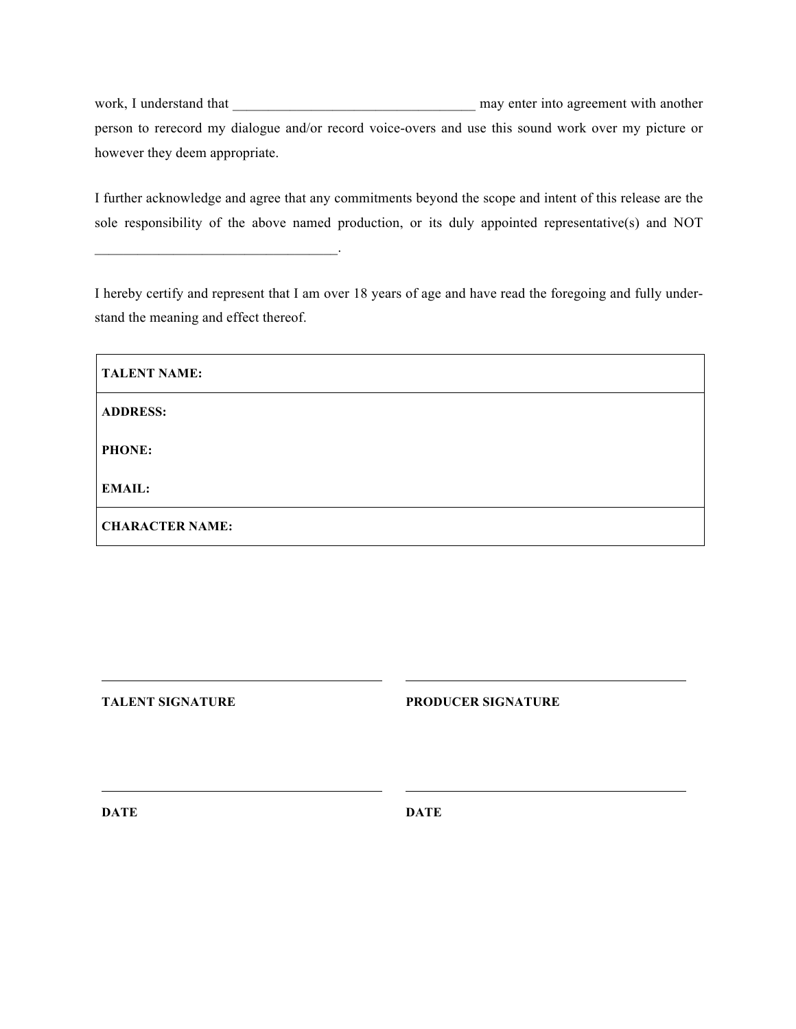work, I understand that ___________________________________ may enter into agreement with another person to rerecord my dialogue and/or record voice-overs and use this sound work over my picture or however they deem appropriate.

I further acknowledge and agree that any commitments beyond the scope and intent of this release are the sole responsibility of the above named production, or its duly appointed representative(s) and NOT ___________________________________.

I hereby certify and represent that I am over 18 years of age and have read the foregoing and fully understand the meaning and effect thereof.

| |
|---|
| **TALENT NAME:** |
| **ADDRESS:**<br><br>**PHONE:**<br><br>**EMAIL:** |
| **CHARACTER NAME:** |

| | |
|---|---|
| ___________________________________ | ___________________________________ |
| **TALENT SIGNATURE** | **PRODUCER SIGNATURE** |
| ___________________________________ | ___________________________________ |
| **DATE** | **DATE** |